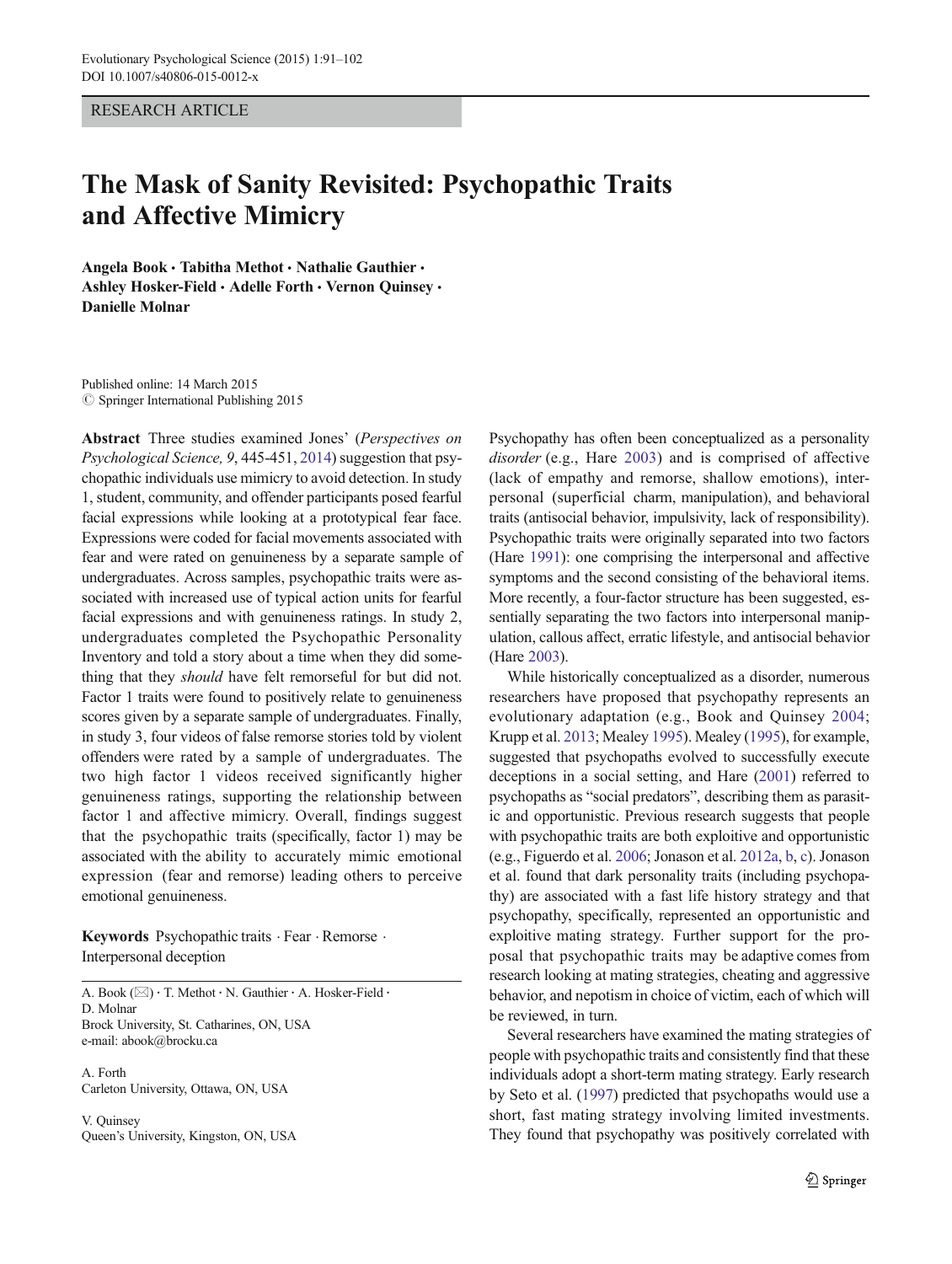RESEARCH ARTICLE

# The Mask of Sanity Revisited: Psychopathic Traits and Affective Mimicry

**Angela Book · Tabitha Methot · Nathalie Gauthier · Ashley Hosker-Field · Adelle Forth · Vernon Quinsey · Danielle Molnar**

Published online: 14 March 2015
© Springer International Publishing 2015

**Abstract** Three studies examined Jones' (*Perspectives on Psychological Science, 9*, 445-451, 2014) suggestion that psychopathic individuals use mimicry to avoid detection. In study 1, student, community, and offender participants posed fearful facial expressions while looking at a prototypical fear face. Expressions were coded for facial movements associated with fear and were rated on genuineness by a separate sample of undergraduates. Across samples, psychopathic traits were associated with increased use of typical action units for fearful facial expressions and with genuineness ratings. In study 2, undergraduates completed the Psychopathic Personality Inventory and told a story about a time when they did something that they *should* have felt remorseful for but did not. Factor 1 traits were found to positively relate to genuineness scores given by a separate sample of undergraduates. Finally, in study 3, four videos of false remorse stories told by violent offenders were rated by a sample of undergraduates. The two high factor 1 videos received significantly higher genuineness ratings, supporting the relationship between factor 1 and affective mimicry. Overall, findings suggest that the psychopathic traits (specifically, factor 1) may be associated with the ability to accurately mimic emotional expression (fear and remorse) leading others to perceive emotional genuineness.

**Keywords** Psychopathic traits · Fear · Remorse · Interpersonal deception

A. Book (✉) · T. Methot · N. Gauthier · A. Hosker-Field · D. Molnar
Brock University, St. Catharines, ON, USA
e-mail: abook@brocku.ca

A. Forth
Carleton University, Ottawa, ON, USA

V. Quinsey
Queen's University, Kingston, ON, USA

Psychopathy has often been conceptualized as a personality *disorder* (e.g., Hare 2003) and is comprised of affective (lack of empathy and remorse, shallow emotions), interpersonal (superficial charm, manipulation), and behavioral traits (antisocial behavior, impulsivity, lack of responsibility). Psychopathic traits were originally separated into two factors (Hare 1991): one comprising the interpersonal and affective symptoms and the second consisting of the behavioral items. More recently, a four-factor structure has been suggested, essentially separating the two factors into interpersonal manipulation, callous affect, erratic lifestyle, and antisocial behavior (Hare 2003).

While historically conceptualized as a disorder, numerous researchers have proposed that psychopathy represents an evolutionary adaptation (e.g., Book and Quinsey 2004; Krupp et al. 2013; Mealey 1995). Mealey (1995), for example, suggested that psychopaths evolved to successfully execute deceptions in a social setting, and Hare (2001) referred to psychopaths as "social predators", describing them as parasitic and opportunistic. Previous research suggests that people with psychopathic traits are both exploitive and opportunistic (e.g., Figuerdo et al. 2006; Jonason et al. 2012a, b, c). Jonason et al. found that dark personality traits (including psychopathy) are associated with a fast life history strategy and that psychopathy, specifically, represented an opportunistic and exploitive mating strategy. Further support for the proposal that psychopathic traits may be adaptive comes from research looking at mating strategies, cheating and aggressive behavior, and nepotism in choice of victim, each of which will be reviewed, in turn.

Several researchers have examined the mating strategies of people with psychopathic traits and consistently find that these individuals adopt a short-term mating strategy. Early research by Seto et al. (1997) predicted that psychopaths would use a short, fast mating strategy involving limited investments. They found that psychopathy was positively correlated with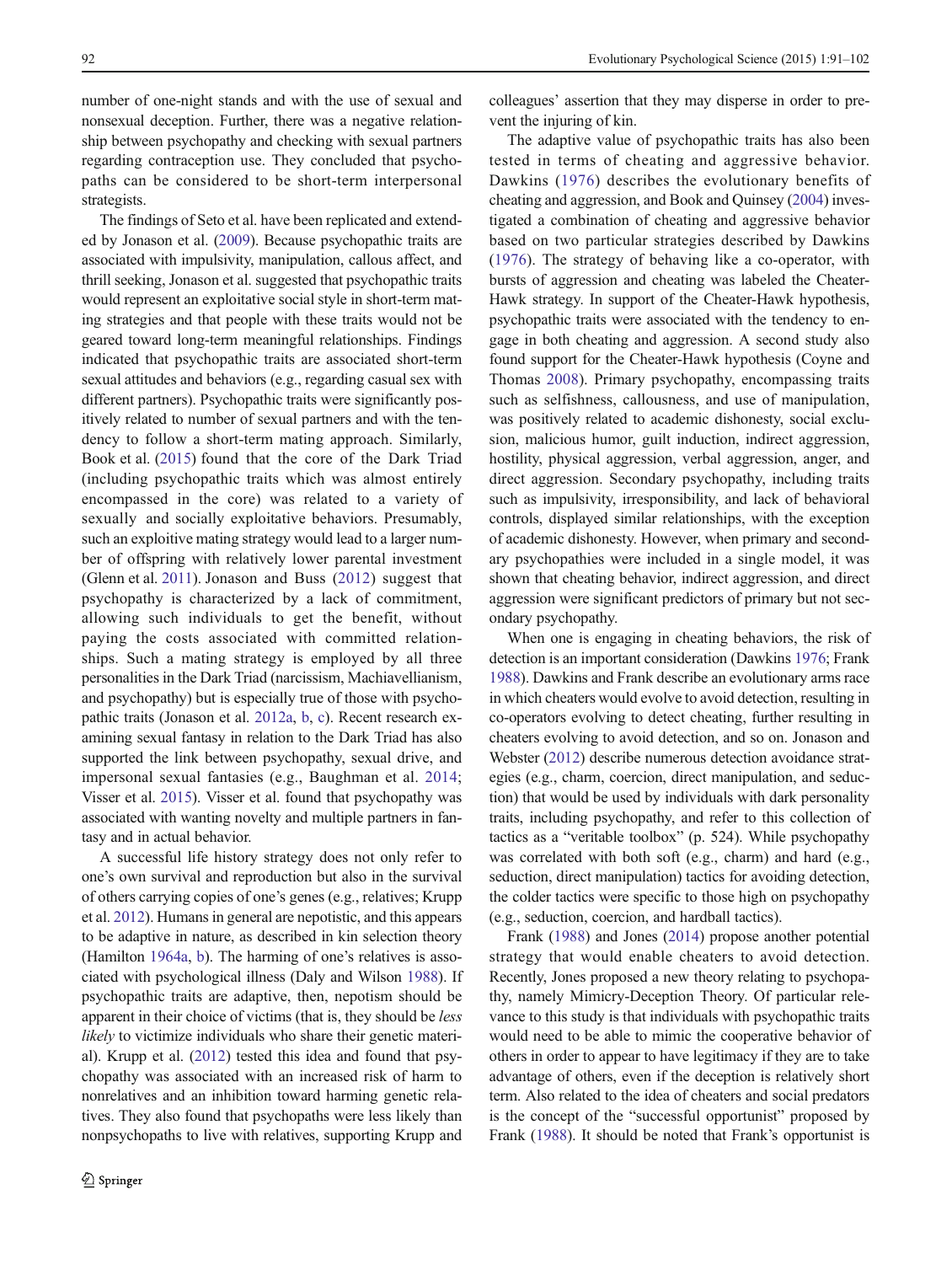number of one-night stands and with the use of sexual and nonsexual deception. Further, there was a negative relationship between psychopathy and checking with sexual partners regarding contraception use. They concluded that psychopaths can be considered to be short-term interpersonal strategists.

The findings of Seto et al. have been replicated and extended by Jonason et al. (2009). Because psychopathic traits are associated with impulsivity, manipulation, callous affect, and thrill seeking, Jonason et al. suggested that psychopathic traits would represent an exploitative social style in short-term mating strategies and that people with these traits would not be geared toward long-term meaningful relationships. Findings indicated that psychopathic traits are associated short-term sexual attitudes and behaviors (e.g., regarding casual sex with different partners). Psychopathic traits were significantly positively related to number of sexual partners and with the tendency to follow a short-term mating approach. Similarly, Book et al. (2015) found that the core of the Dark Triad (including psychopathic traits which was almost entirely encompassed in the core) was related to a variety of sexually and socially exploitative behaviors. Presumably, such an exploitive mating strategy would lead to a larger number of offspring with relatively lower parental investment (Glenn et al. 2011). Jonason and Buss (2012) suggest that psychopathy is characterized by a lack of commitment, allowing such individuals to get the benefit, without paying the costs associated with committed relationships. Such a mating strategy is employed by all three personalities in the Dark Triad (narcissism, Machiavellianism, and psychopathy) but is especially true of those with psychopathic traits (Jonason et al. 2012a, b, c). Recent research examining sexual fantasy in relation to the Dark Triad has also supported the link between psychopathy, sexual drive, and impersonal sexual fantasies (e.g., Baughman et al. 2014; Visser et al. 2015). Visser et al. found that psychopathy was associated with wanting novelty and multiple partners in fantasy and in actual behavior.

A successful life history strategy does not only refer to one's own survival and reproduction but also in the survival of others carrying copies of one's genes (e.g., relatives; Krupp et al. 2012). Humans in general are nepotistic, and this appears to be adaptive in nature, as described in kin selection theory (Hamilton 1964a, b). The harming of one's relatives is associated with psychological illness (Daly and Wilson 1988). If psychopathic traits are adaptive, then, nepotism should be apparent in their choice of victims (that is, they should be *less likely* to victimize individuals who share their genetic material). Krupp et al. (2012) tested this idea and found that psychopathy was associated with an increased risk of harm to nonrelatives and an inhibition toward harming genetic relatives. They also found that psychopaths were less likely than nonpsychopaths to live with relatives, supporting Krupp and colleagues' assertion that they may disperse in order to prevent the injuring of kin.

The adaptive value of psychopathic traits has also been tested in terms of cheating and aggressive behavior. Dawkins (1976) describes the evolutionary benefits of cheating and aggression, and Book and Quinsey (2004) investigated a combination of cheating and aggressive behavior based on two particular strategies described by Dawkins (1976). The strategy of behaving like a co-operator, with bursts of aggression and cheating was labeled the Cheater-Hawk strategy. In support of the Cheater-Hawk hypothesis, psychopathic traits were associated with the tendency to engage in both cheating and aggression. A second study also found support for the Cheater-Hawk hypothesis (Coyne and Thomas 2008). Primary psychopathy, encompassing traits such as selfishness, callousness, and use of manipulation, was positively related to academic dishonesty, social exclusion, malicious humor, guilt induction, indirect aggression, hostility, physical aggression, verbal aggression, anger, and direct aggression. Secondary psychopathy, including traits such as impulsivity, irresponsibility, and lack of behavioral controls, displayed similar relationships, with the exception of academic dishonesty. However, when primary and secondary psychopathies were included in a single model, it was shown that cheating behavior, indirect aggression, and direct aggression were significant predictors of primary but not secondary psychopathy.

When one is engaging in cheating behaviors, the risk of detection is an important consideration (Dawkins 1976; Frank 1988). Dawkins and Frank describe an evolutionary arms race in which cheaters would evolve to avoid detection, resulting in co-operators evolving to detect cheating, further resulting in cheaters evolving to avoid detection, and so on. Jonason and Webster (2012) describe numerous detection avoidance strategies (e.g., charm, coercion, direct manipulation, and seduction) that would be used by individuals with dark personality traits, including psychopathy, and refer to this collection of tactics as a "veritable toolbox" (p. 524). While psychopathy was correlated with both soft (e.g., charm) and hard (e.g., seduction, direct manipulation) tactics for avoiding detection, the colder tactics were specific to those high on psychopathy (e.g., seduction, coercion, and hardball tactics).

Frank (1988) and Jones (2014) propose another potential strategy that would enable cheaters to avoid detection. Recently, Jones proposed a new theory relating to psychopathy, namely Mimicry-Deception Theory. Of particular relevance to this study is that individuals with psychopathic traits would need to be able to mimic the cooperative behavior of others in order to appear to have legitimacy if they are to take advantage of others, even if the deception is relatively short term. Also related to the idea of cheaters and social predators is the concept of the "successful opportunist" proposed by Frank (1988). It should be noted that Frank's opportunist is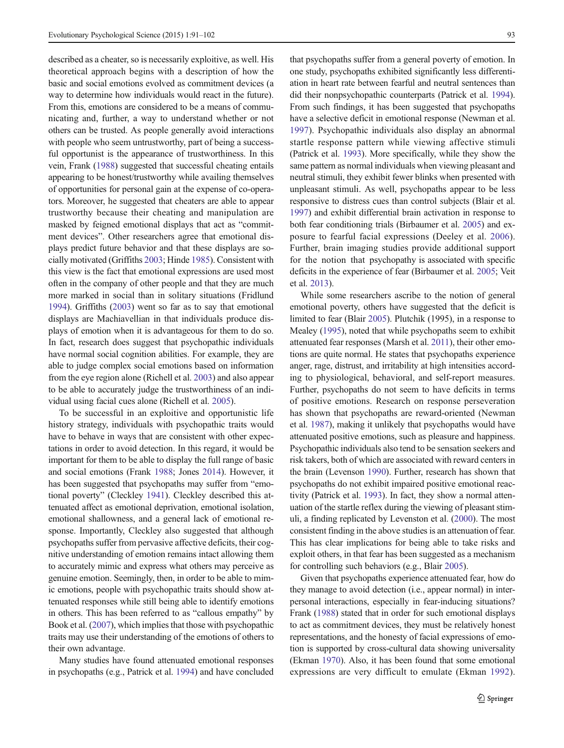described as a cheater, so is necessarily exploitive, as well. His theoretical approach begins with a description of how the basic and social emotions evolved as commitment devices (a way to determine how individuals would react in the future). From this, emotions are considered to be a means of communicating and, further, a way to understand whether or not others can be trusted. As people generally avoid interactions with people who seem untrustworthy, part of being a successful opportunist is the appearance of trustworthiness. In this vein, Frank (1988) suggested that successful cheating entails appearing to be honest/trustworthy while availing themselves of opportunities for personal gain at the expense of co-operators. Moreover, he suggested that cheaters are able to appear trustworthy because their cheating and manipulation are masked by feigned emotional displays that act as "commitment devices". Other researchers agree that emotional displays predict future behavior and that these displays are socially motivated (Griffiths 2003; Hinde 1985). Consistent with this view is the fact that emotional expressions are used most often in the company of other people and that they are much more marked in social than in solitary situations (Fridlund 1994). Griffiths (2003) went so far as to say that emotional displays are Machiavellian in that individuals produce displays of emotion when it is advantageous for them to do so. In fact, research does suggest that psychopathic individuals have normal social cognition abilities. For example, they are able to judge complex social emotions based on information from the eye region alone (Richell et al. 2003) and also appear to be able to accurately judge the trustworthiness of an individual using facial cues alone (Richell et al. 2005).

To be successful in an exploitive and opportunistic life history strategy, individuals with psychopathic traits would have to behave in ways that are consistent with other expectations in order to avoid detection. In this regard, it would be important for them to be able to display the full range of basic and social emotions (Frank 1988; Jones 2014). However, it has been suggested that psychopaths may suffer from "emotional poverty" (Cleckley 1941). Cleckley described this attenuated affect as emotional deprivation, emotional isolation, emotional shallowness, and a general lack of emotional response. Importantly, Cleckley also suggested that although psychopaths suffer from pervasive affective deficits, their cognitive understanding of emotion remains intact allowing them to accurately mimic and express what others may perceive as genuine emotion. Seemingly, then, in order to be able to mimic emotions, people with psychopathic traits should show attenuated responses while still being able to identify emotions in others. This has been referred to as "callous empathy" by Book et al. (2007), which implies that those with psychopathic traits may use their understanding of the emotions of others to their own advantage.

Many studies have found attenuated emotional responses in psychopaths (e.g., Patrick et al. 1994) and have concluded that psychopaths suffer from a general poverty of emotion. In one study, psychopaths exhibited significantly less differentiation in heart rate between fearful and neutral sentences than did their nonpsychopathic counterparts (Patrick et al. 1994). From such findings, it has been suggested that psychopaths have a selective deficit in emotional response (Newman et al. 1997). Psychopathic individuals also display an abnormal startle response pattern while viewing affective stimuli (Patrick et al. 1993). More specifically, while they show the same pattern as normal individuals when viewing pleasant and neutral stimuli, they exhibit fewer blinks when presented with unpleasant stimuli. As well, psychopaths appear to be less responsive to distress cues than control subjects (Blair et al. 1997) and exhibit differential brain activation in response to both fear conditioning trials (Birbaumer et al. 2005) and exposure to fearful facial expressions (Deeley et al. 2006). Further, brain imaging studies provide additional support for the notion that psychopathy is associated with specific deficits in the experience of fear (Birbaumer et al. 2005; Veit et al. 2013).

While some researchers ascribe to the notion of general emotional poverty, others have suggested that the deficit is limited to fear (Blair 2005). Plutchik (1995), in a response to Mealey (1995), noted that while psychopaths seem to exhibit attenuated fear responses (Marsh et al. 2011), their other emotions are quite normal. He states that psychopaths experience anger, rage, distrust, and irritability at high intensities according to physiological, behavioral, and self-report measures. Further, psychopaths do not seem to have deficits in terms of positive emotions. Research on response perseveration has shown that psychopaths are reward-oriented (Newman et al. 1987), making it unlikely that psychopaths would have attenuated positive emotions, such as pleasure and happiness. Psychopathic individuals also tend to be sensation seekers and risk takers, both of which are associated with reward centers in the brain (Levenson 1990). Further, research has shown that psychopaths do not exhibit impaired positive emotional reactivity (Patrick et al. 1993). In fact, they show a normal attenuation of the startle reflex during the viewing of pleasant stimuli, a finding replicated by Levenston et al. (2000). The most consistent finding in the above studies is an attenuation of fear. This has clear implications for being able to take risks and exploit others, in that fear has been suggested as a mechanism for controlling such behaviors (e.g., Blair 2005).

Given that psychopaths experience attenuated fear, how do they manage to avoid detection (i.e., appear normal) in interpersonal interactions, especially in fear-inducing situations? Frank (1988) stated that in order for such emotional displays to act as commitment devices, they must be relatively honest representations, and the honesty of facial expressions of emotion is supported by cross-cultural data showing universality (Ekman 1970). Also, it has been found that some emotional expressions are very difficult to emulate (Ekman 1992).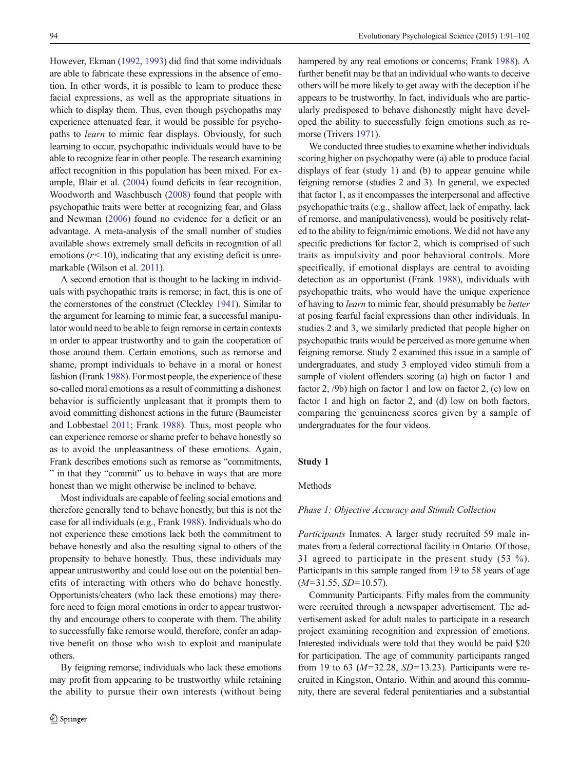However, Ekman (1992, 1993) did find that some individuals are able to fabricate these expressions in the absence of emotion. In other words, it is possible to learn to produce these facial expressions, as well as the appropriate situations in which to display them. Thus, even though psychopaths may experience attenuated fear, it would be possible for psychopaths to *learn* to mimic fear displays. Obviously, for such learning to occur, psychopathic individuals would have to be able to recognize fear in other people. The research examining affect recognition in this population has been mixed. For example, Blair et al. (2004) found deficits in fear recognition, Woodworth and Waschbusch (2008) found that people with psychopathic traits were better at recognizing fear, and Glass and Newman (2006) found no evidence for a deficit or an advantage. A meta-analysis of the small number of studies available shows extremely small deficits in recognition of all emotions ($r<.10$), indicating that any existing deficit is unremarkable (Wilson et al. 2011).

A second emotion that is thought to be lacking in individuals with psychopathic traits is remorse; in fact, this is one of the cornerstones of the construct (Cleckley 1941). Similar to the argument for learning to mimic fear, a successful manipulator would need to be able to feign remorse in certain contexts in order to appear trustworthy and to gain the cooperation of those around them. Certain emotions, such as remorse and shame, prompt individuals to behave in a moral or honest fashion (Frank 1988). For most people, the experience of these so-called moral emotions as a result of committing a dishonest behavior is sufficiently unpleasant that it prompts them to avoid committing dishonest actions in the future (Baumeister and Lobbestael 2011; Frank 1988). Thus, most people who can experience remorse or shame prefer to behave honestly so as to avoid the unpleasantness of these emotions. Again, Frank describes emotions such as remorse as "commitments, " in that they "commit" us to behave in ways that are more honest than we might otherwise be inclined to behave.

Most individuals are capable of feeling social emotions and therefore generally tend to behave honestly, but this is not the case for all individuals (e.g., Frank 1988). Individuals who do not experience these emotions lack both the commitment to behave honestly and also the resulting signal to others of the propensity to behave honestly. Thus, these individuals may appear untrustworthy and could lose out on the potential benefits of interacting with others who do behave honestly. Opportunists/cheaters (who lack these emotions) may therefore need to feign moral emotions in order to appear trustworthy and encourage others to cooperate with them. The ability to successfully fake remorse would, therefore, confer an adaptive benefit on those who wish to exploit and manipulate others.

By feigning remorse, individuals who lack these emotions may profit from appearing to be trustworthy while retaining the ability to pursue their own interests (without being hampered by any real emotions or concerns; Frank 1988). A further benefit may be that an individual who wants to deceive others will be more likely to get away with the deception if he appears to be trustworthy. In fact, individuals who are particularly predisposed to behave dishonestly might have developed the ability to successfully feign emotions such as remorse (Trivers 1971).

We conducted three studies to examine whether individuals scoring higher on psychopathy were (a) able to produce facial displays of fear (study 1) and (b) to appear genuine while feigning remorse (studies 2 and 3). In general, we expected that factor 1, as it encompasses the interpersonal and affective psychopathic traits (e.g., shallow affect, lack of empathy, lack of remorse, and manipulativeness), would be positively related to the ability to feign/mimic emotions. We did not have any specific predictions for factor 2, which is comprised of such traits as impulsivity and poor behavioral controls. More specifically, if emotional displays are central to avoiding detection as an opportunist (Frank 1988), individuals with psychopathic traits, who would have the unique experience of having to *learn* to mimic fear, should presumably be *better* at posing fearful facial expressions than other individuals. In studies 2 and 3, we similarly predicted that people higher on psychopathic traits would be perceived as more genuine when feigning remorse. Study 2 examined this issue in a sample of undergraduates, and study 3 employed video stimuli from a sample of violent offenders scoring (a) high on factor 1 and factor 2, /9b) high on factor 1 and low on factor 2, (c) low on factor 1 and high on factor 2, and (d) low on both factors, comparing the genuineness scores given by a sample of undergraduates for the four videos.

## Study 1

### Methods

#### Phase 1: Objective Accuracy and Stimuli Collection

*Participants* Inmates. A larger study recruited 59 male inmates from a federal correctional facility in Ontario. Of those, 31 agreed to participate in the present study (53 %). Participants in this sample ranged from 19 to 58 years of age ($M=31.55$, $SD=10.57$).

Community Participants. Fifty males from the community were recruited through a newspaper advertisement. The advertisement asked for adult males to participate in a research project examining recognition and expression of emotions. Interested individuals were told that they would be paid $20 for participation. The age of community participants ranged from 19 to 63 ($M=32.28$, $SD=13.23$). Participants were recruited in Kingston, Ontario. Within and around this community, there are several federal penitentiaries and a substantial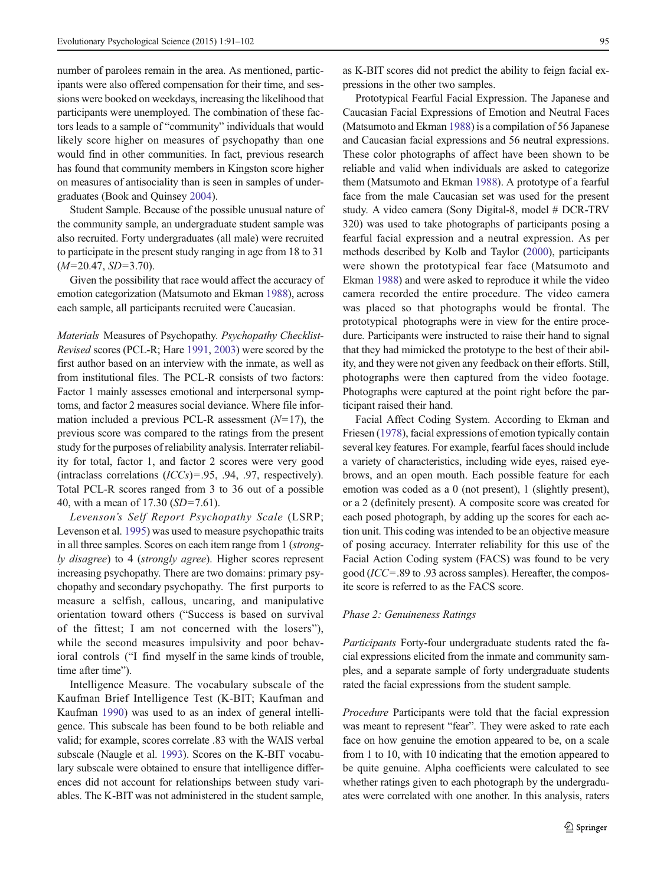number of parolees remain in the area. As mentioned, participants were also offered compensation for their time, and sessions were booked on weekdays, increasing the likelihood that participants were unemployed. The combination of these factors leads to a sample of "community" individuals that would likely score higher on measures of psychopathy than one would find in other communities. In fact, previous research has found that community members in Kingston score higher on measures of antisociality than is seen in samples of undergraduates (Book and Quinsey 2004).

Student Sample. Because of the possible unusual nature of the community sample, an undergraduate student sample was also recruited. Forty undergraduates (all male) were recruited to participate in the present study ranging in age from 18 to 31 ($M$=20.47, $SD$=3.70).

Given the possibility that race would affect the accuracy of emotion categorization (Matsumoto and Ekman 1988), across each sample, all participants recruited were Caucasian.

*Materials* Measures of Psychopathy. *Psychopathy Checklist-Revised* scores (PCL-R; Hare 1991, 2003) were scored by the first author based on an interview with the inmate, as well as from institutional files. The PCL-R consists of two factors: Factor 1 mainly assesses emotional and interpersonal symptoms, and factor 2 measures social deviance. Where file information included a previous PCL-R assessment ($N$=17), the previous score was compared to the ratings from the present study for the purposes of reliability analysis. Interrater reliability for total, factor 1, and factor 2 scores were very good (intraclass correlations ($ICCs$)=.95, .94, .97, respectively). Total PCL-R scores ranged from 3 to 36 out of a possible 40, with a mean of 17.30 ($SD$=7.61).

*Levenson's Self Report Psychopathy Scale* (LSRP; Levenson et al. 1995) was used to measure psychopathic traits in all three samples. Scores on each item range from 1 (*strongly disagree*) to 4 (*strongly agree*). Higher scores represent increasing psychopathy. There are two domains: primary psychopathy and secondary psychopathy. The first purports to measure a selfish, callous, uncaring, and manipulative orientation toward others ("Success is based on survival of the fittest; I am not concerned with the losers"), while the second measures impulsivity and poor behavioral controls ("I find myself in the same kinds of trouble, time after time").

Intelligence Measure. The vocabulary subscale of the Kaufman Brief Intelligence Test (K-BIT; Kaufman and Kaufman 1990) was used to as an index of general intelligence. This subscale has been found to be both reliable and valid; for example, scores correlate .83 with the WAIS verbal subscale (Naugle et al. 1993). Scores on the K-BIT vocabulary subscale were obtained to ensure that intelligence differences did not account for relationships between study variables. The K-BIT was not administered in the student sample, as K-BIT scores did not predict the ability to feign facial expressions in the other two samples.

Prototypical Fearful Facial Expression. The Japanese and Caucasian Facial Expressions of Emotion and Neutral Faces (Matsumoto and Ekman 1988) is a compilation of 56 Japanese and Caucasian facial expressions and 56 neutral expressions. These color photographs of affect have been shown to be reliable and valid when individuals are asked to categorize them (Matsumoto and Ekman 1988). A prototype of a fearful face from the male Caucasian set was used for the present study. A video camera (Sony Digital-8, model # DCR-TRV 320) was used to take photographs of participants posing a fearful facial expression and a neutral expression. As per methods described by Kolb and Taylor (2000), participants were shown the prototypical fear face (Matsumoto and Ekman 1988) and were asked to reproduce it while the video camera recorded the entire procedure. The video camera was placed so that photographs would be frontal. The prototypical photographs were in view for the entire procedure. Participants were instructed to raise their hand to signal that they had mimicked the prototype to the best of their ability, and they were not given any feedback on their efforts. Still, photographs were then captured from the video footage. Photographs were captured at the point right before the participant raised their hand.

Facial Affect Coding System. According to Ekman and Friesen (1978), facial expressions of emotion typically contain several key features. For example, fearful faces should include a variety of characteristics, including wide eyes, raised eyebrows, and an open mouth. Each possible feature for each emotion was coded as a 0 (not present), 1 (slightly present), or a 2 (definitely present). A composite score was created for each posed photograph, by adding up the scores for each action unit. This coding was intended to be an objective measure of posing accuracy. Interrater reliability for this use of the Facial Action Coding system (FACS) was found to be very good ($ICC$=.89 to .93 across samples). Hereafter, the composite score is referred to as the FACS score.

*Phase 2: Genuineness Ratings*

*Participants* Forty-four undergraduate students rated the facial expressions elicited from the inmate and community samples, and a separate sample of forty undergraduate students rated the facial expressions from the student sample.

*Procedure* Participants were told that the facial expression was meant to represent "fear". They were asked to rate each face on how genuine the emotion appeared to be, on a scale from 1 to 10, with 10 indicating that the emotion appeared to be quite genuine. Alpha coefficients were calculated to see whether ratings given to each photograph by the undergraduates were correlated with one another. In this analysis, raters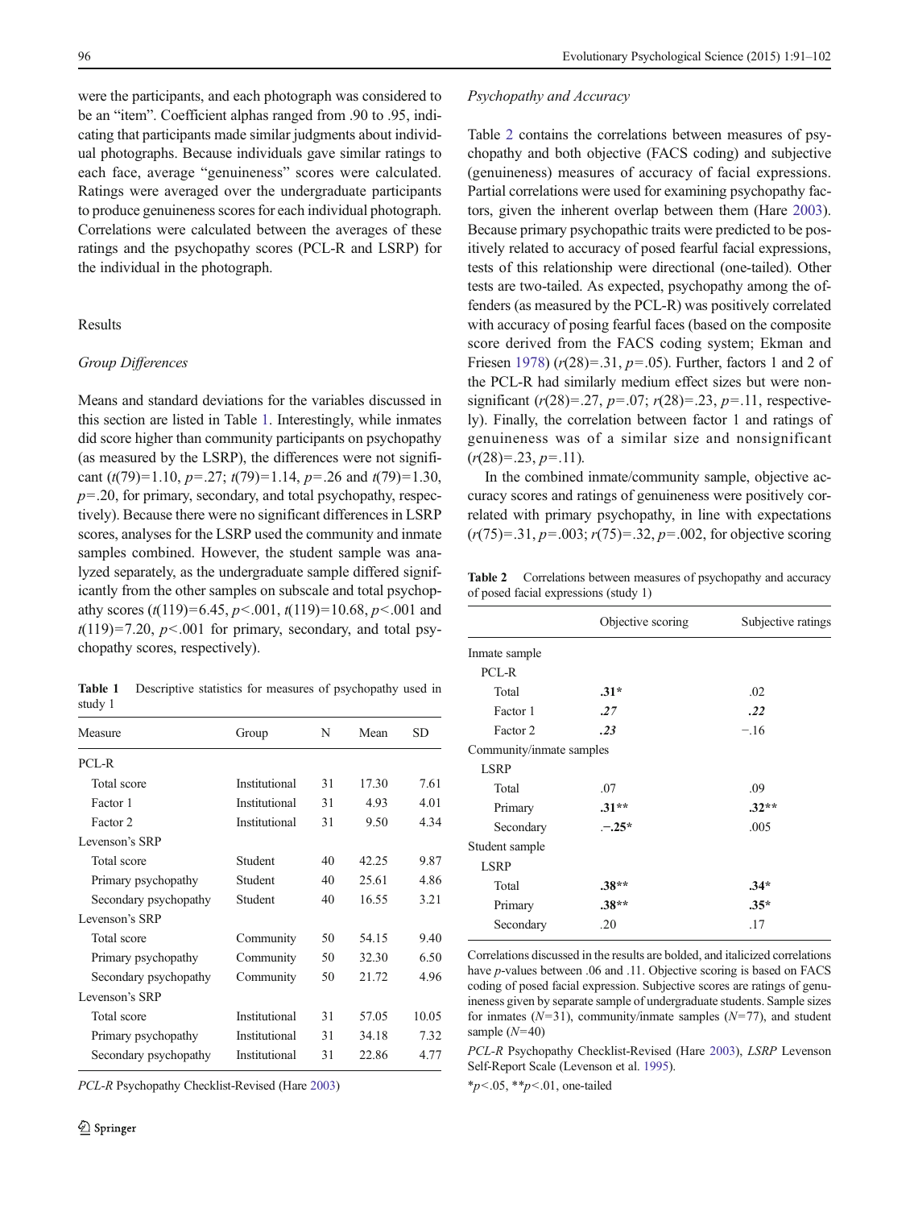were the participants, and each photograph was considered to be an "item". Coefficient alphas ranged from .90 to .95, indicating that participants made similar judgments about individual photographs. Because individuals gave similar ratings to each face, average "genuineness" scores were calculated. Ratings were averaged over the undergraduate participants to produce genuineness scores for each individual photograph. Correlations were calculated between the averages of these ratings and the psychopathy scores (PCL-R and LSRP) for the individual in the photograph.

## Results

### Group Differences

Means and standard deviations for the variables discussed in this section are listed in Table 1. Interestingly, while inmates did score higher than community participants on psychopathy (as measured by the LSRP), the differences were not significant ($t(79)=1.10$, $p=.27$; $t(79)=1.14$, $p=.26$ and $t(79)=1.30$, $p=.20$, for primary, secondary, and total psychopathy, respectively). Because there were no significant differences in LSRP scores, analyses for the LSRP used the community and inmate samples combined. However, the student sample was analyzed separately, as the undergraduate sample differed significantly from the other samples on subscale and total psychopathy scores ($t(119)=6.45$, $p<.001$, $t(119)=10.68$, $p<.001$ and $t(119)=7.20$, $p<.001$ for primary, secondary, and total psychopathy scores, respectively).

**Table 1** Descriptive statistics for measures of psychopathy used in study 1

| Measure | Group | N | Mean | SD |
|---|---|---|---|---|
| PCL-R | | | | |
| Total score | Institutional | 31 | 17.30 | 7.61 |
| Factor 1 | Institutional | 31 | 4.93 | 4.01 |
| Factor 2 | Institutional | 31 | 9.50 | 4.34 |
| Levenson's SRP | | | | |
| Total score | Student | 40 | 42.25 | 9.87 |
| Primary psychopathy | Student | 40 | 25.61 | 4.86 |
| Secondary psychopathy | Student | 40 | 16.55 | 3.21 |
| Levenson's SRP | | | | |
| Total score | Community | 50 | 54.15 | 9.40 |
| Primary psychopathy | Community | 50 | 32.30 | 6.50 |
| Secondary psychopathy | Community | 50 | 21.72 | 4.96 |
| Levenson's SRP | | | | |
| Total score | Institutional | 31 | 57.05 | 10.05 |
| Primary psychopathy | Institutional | 31 | 34.18 | 7.32 |
| Secondary psychopathy | Institutional | 31 | 22.86 | 4.77 |

*PCL-R* Psychopathy Checklist-Revised (Hare 2003)

### Psychopathy and Accuracy

Table 2 contains the correlations between measures of psychopathy and both objective (FACS coding) and subjective (genuineness) measures of accuracy of facial expressions. Partial correlations were used for examining psychopathy factors, given the inherent overlap between them (Hare 2003). Because primary psychopathic traits were predicted to be positively related to accuracy of posed fearful facial expressions, tests of this relationship were directional (one-tailed). Other tests are two-tailed. As expected, psychopathy among the offenders (as measured by the PCL-R) was positively correlated with accuracy of posing fearful faces (based on the composite score derived from the FACS coding system; Ekman and Friesen 1978) ($r(28)=.31$, $p=.05$). Further, factors 1 and 2 of the PCL-R had similarly medium effect sizes but were nonsignificant ($r(28)=.27$, $p=.07$; $r(28)=.23$, $p=.11$, respectively). Finally, the correlation between factor 1 and ratings of genuineness was of a similar size and nonsignificant ($r(28)=.23$, $p=.11$).

In the combined inmate/community sample, objective accuracy scores and ratings of genuineness were positively correlated with primary psychopathy, in line with expectations ($r(75)=.31$, $p=.003$; $r(75)=.32$, $p=.002$, for objective scoring

**Table 2** Correlations between measures of psychopathy and accuracy of posed facial expressions (study 1)

| | Objective scoring | Subjective ratings |
|---|---|---|
| Inmate sample | | |
| PCL-R | | |
| Total | **.31*** | .02 |
| Factor 1 | ***.27*** | ***.22*** |
| Factor 2 | ***.23*** | −.16 |
| Community/inmate samples | | |
| LSRP | | |
| Total | .07 | .09 |
| Primary | **.31**** | **.32**** |
| Secondary | **.−.25*** | .005 |
| Student sample | | |
| LSRP | | |
| Total | **.38**** | **.34*** |
| Primary | **.38**** | **.35*** |
| Secondary | .20 | .17 |

Correlations discussed in the results are bolded, and italicized correlations have *p*-values between .06 and .11. Objective scoring is based on FACS coding of posed facial expression. Subjective scores are ratings of genuineness given by separate sample of undergraduate students. Sample sizes for inmates ($N=31$), community/inmate samples ($N=77$), and student sample ($N=40$)

*PCL-R* Psychopathy Checklist-Revised (Hare 2003), *LSRP* Levenson Self-Report Scale (Levenson et al. 1995).

$^{*}p<.05$, $^{**}p<.01$, one-tailed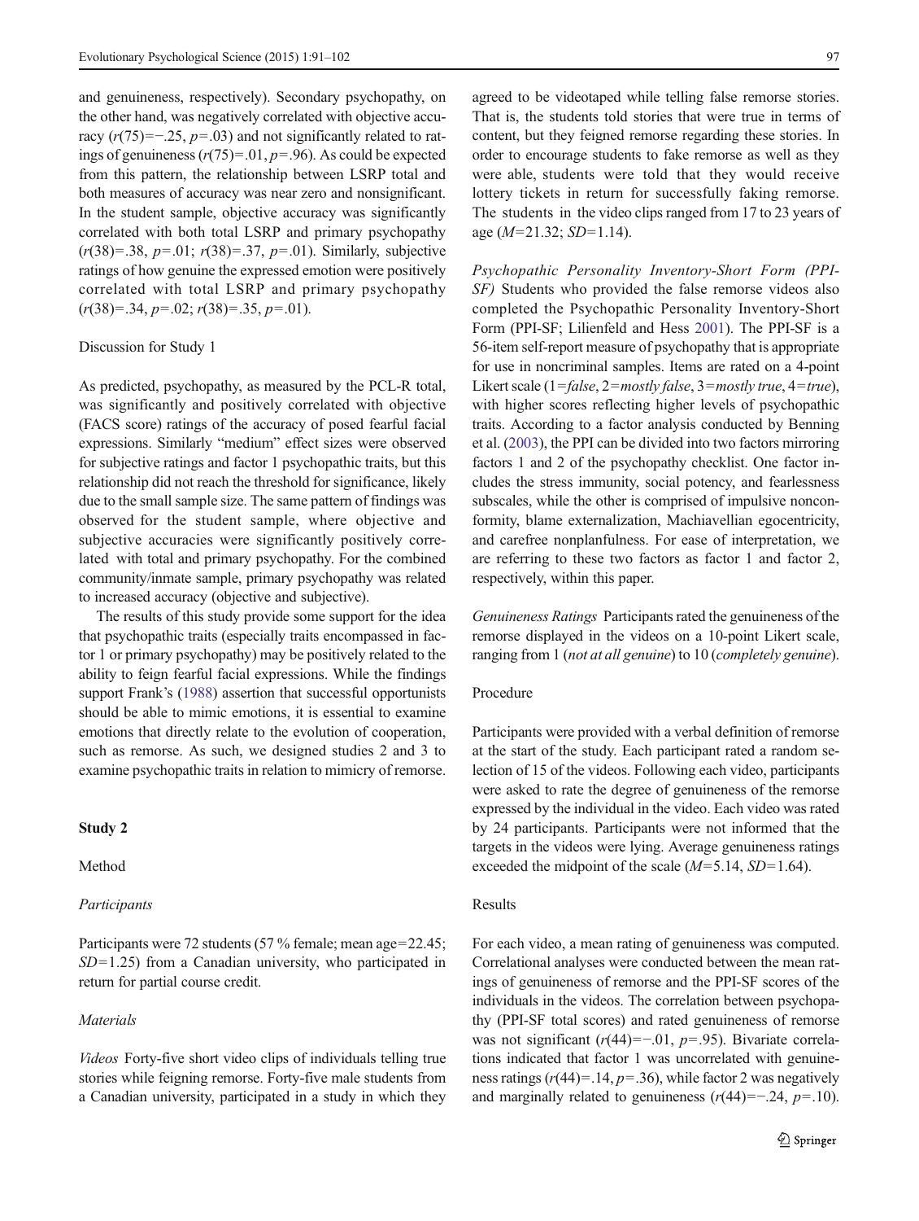and genuineness, respectively). Secondary psychopathy, on the other hand, was negatively correlated with objective accuracy ($r(75)=-.25$, $p=.03$) and not significantly related to ratings of genuineness ($r(75)=.01$, $p=.96$). As could be expected from this pattern, the relationship between LSRP total and both measures of accuracy was near zero and nonsignificant. In the student sample, objective accuracy was significantly correlated with both total LSRP and primary psychopathy ($r(38)=.38$, $p=.01$; $r(38)=.37$, $p=.01$). Similarly, subjective ratings of how genuine the expressed emotion were positively correlated with total LSRP and primary psychopathy ($r(38)=.34$, $p=.02$; $r(38)=.35$, $p=.01$).

### Discussion for Study 1

As predicted, psychopathy, as measured by the PCL-R total, was significantly and positively correlated with objective (FACS score) ratings of the accuracy of posed fearful facial expressions. Similarly "medium" effect sizes were observed for subjective ratings and factor 1 psychopathic traits, but this relationship did not reach the threshold for significance, likely due to the small sample size. The same pattern of findings was observed for the student sample, where objective and subjective accuracies were significantly positively correlated with total and primary psychopathy. For the combined community/inmate sample, primary psychopathy was related to increased accuracy (objective and subjective).

The results of this study provide some support for the idea that psychopathic traits (especially traits encompassed in factor 1 or primary psychopathy) may be positively related to the ability to feign fearful facial expressions. While the findings support Frank's (1988) assertion that successful opportunists should be able to mimic emotions, it is essential to examine emotions that directly relate to the evolution of cooperation, such as remorse. As such, we designed studies 2 and 3 to examine psychopathic traits in relation to mimicry of remorse.

## Study 2

### Method

#### *Participants*

Participants were 72 students (57 % female; mean age=22.45; *SD*=1.25) from a Canadian university, who participated in return for partial course credit.

#### *Materials*

*Videos* Forty-five short video clips of individuals telling true stories while feigning remorse. Forty-five male students from a Canadian university, participated in a study in which they agreed to be videotaped while telling false remorse stories. That is, the students told stories that were true in terms of content, but they feigned remorse regarding these stories. In order to encourage students to fake remorse as well as they were able, students were told that they would receive lottery tickets in return for successfully faking remorse. The students in the video clips ranged from 17 to 23 years of age (*M*=21.32; *SD*=1.14).

*Psychopathic Personality Inventory-Short Form (PPI-SF)* Students who provided the false remorse videos also completed the Psychopathic Personality Inventory-Short Form (PPI-SF; Lilienfeld and Hess 2001). The PPI-SF is a 56-item self-report measure of psychopathy that is appropriate for use in noncriminal samples. Items are rated on a 4-point Likert scale (1=*false*, 2=*mostly false*, 3=*mostly true*, 4=*true*), with higher scores reflecting higher levels of psychopathic traits. According to a factor analysis conducted by Benning et al. (2003), the PPI can be divided into two factors mirroring factors 1 and 2 of the psychopathy checklist. One factor includes the stress immunity, social potency, and fearlessness subscales, while the other is comprised of impulsive nonconformity, blame externalization, Machiavellian egocentricity, and carefree nonplanfulness. For ease of interpretation, we are referring to these two factors as factor 1 and factor 2, respectively, within this paper.

*Genuineness Ratings* Participants rated the genuineness of the remorse displayed in the videos on a 10-point Likert scale, ranging from 1 (*not at all genuine*) to 10 (*completely genuine*).

### Procedure

Participants were provided with a verbal definition of remorse at the start of the study. Each participant rated a random selection of 15 of the videos. Following each video, participants were asked to rate the degree of genuineness of the remorse expressed by the individual in the video. Each video was rated by 24 participants. Participants were not informed that the targets in the videos were lying. Average genuineness ratings exceeded the midpoint of the scale (*M*=5.14, *SD*=1.64).

### Results

For each video, a mean rating of genuineness was computed. Correlational analyses were conducted between the mean ratings of genuineness of remorse and the PPI-SF scores of the individuals in the videos. The correlation between psychopathy (PPI-SF total scores) and rated genuineness of remorse was not significant ($r(44)=-.01$, $p=.95$). Bivariate correlations indicated that factor 1 was uncorrelated with genuineness ratings ($r(44)=.14$, $p=.36$), while factor 2 was negatively and marginally related to genuineness ($r(44)=-.24$, $p=.10$).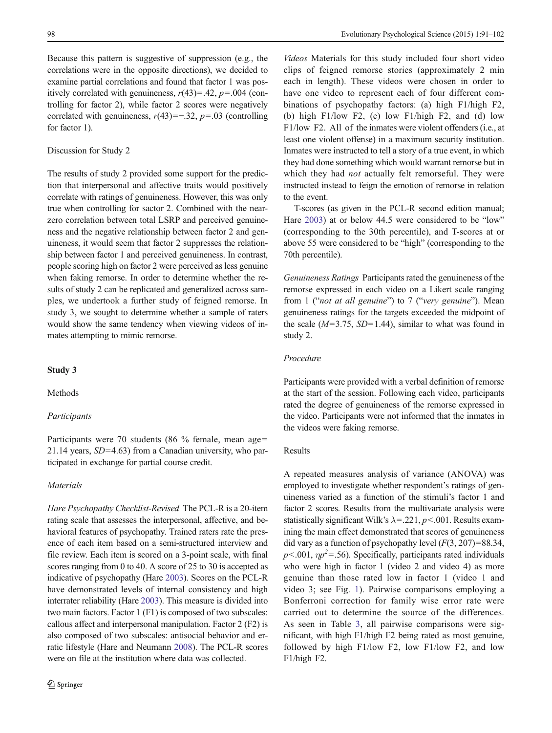Because this pattern is suggestive of suppression (e.g., the correlations were in the opposite directions), we decided to examine partial correlations and found that factor 1 was positively correlated with genuineness, $r(43)=.42$, $p=.004$ (controlling for factor 2), while factor 2 scores were negatively correlated with genuineness, $r(43)=-.32$, $p=.03$ (controlling for factor 1).

### Discussion for Study 2

The results of study 2 provided some support for the prediction that interpersonal and affective traits would positively correlate with ratings of genuineness. However, this was only true when controlling for sactor 2. Combined with the near-zero correlation between total LSRP and perceived genuineness and the negative relationship between factor 2 and genuineness, it would seem that factor 2 suppresses the relationship between factor 1 and perceived genuineness. In contrast, people scoring high on factor 2 were perceived as less genuine when faking remorse. In order to determine whether the results of study 2 can be replicated and generalized across samples, we undertook a further study of feigned remorse. In study 3, we sought to determine whether a sample of raters would show the same tendency when viewing videos of inmates attempting to mimic remorse.

## Study 3

### Methods

#### *Participants*

Participants were 70 students (86 % female, mean age= 21.14 years, $SD=4.63$) from a Canadian university, who participated in exchange for partial course credit.

#### *Materials*

*Hare Psychopathy Checklist-Revised* The PCL-R is a 20-item rating scale that assesses the interpersonal, affective, and behavioral features of psychopathy. Trained raters rate the presence of each item based on a semi-structured interview and file review. Each item is scored on a 3-point scale, with final scores ranging from 0 to 40. A score of 25 to 30 is accepted as indicative of psychopathy (Hare 2003). Scores on the PCL-R have demonstrated levels of internal consistency and high interrater reliability (Hare 2003). This measure is divided into two main factors. Factor 1 (F1) is composed of two subscales: callous affect and interpersonal manipulation. Factor 2 (F2) is also composed of two subscales: antisocial behavior and erratic lifestyle (Hare and Neumann 2008). The PCL-R scores were on file at the institution where data was collected.

*Videos* Materials for this study included four short video clips of feigned remorse stories (approximately 2 min each in length). These videos were chosen in order to have one video to represent each of four different combinations of psychopathy factors: (a) high F1/high F2, (b) high F1/low F2, (c) low F1/high F2, and (d) low F1/low F2. All of the inmates were violent offenders (i.e., at least one violent offense) in a maximum security institution. Inmates were instructed to tell a story of a true event, in which they had done something which would warrant remorse but in which they had *not* actually felt remorseful. They were instructed instead to feign the emotion of remorse in relation to the event.

T-scores (as given in the PCL-R second edition manual; Hare 2003) at or below 44.5 were considered to be "low" (corresponding to the 30th percentile), and T-scores at or above 55 were considered to be "high" (corresponding to the 70th percentile).

*Genuineness Ratings* Participants rated the genuineness of the remorse expressed in each video on a Likert scale ranging from 1 ("*not at all genuine*") to 7 ("*very genuine*"). Mean genuineness ratings for the targets exceeded the midpoint of the scale ($M=3.75$, $SD=1.44$), similar to what was found in study 2.

#### *Procedure*

Participants were provided with a verbal definition of remorse at the start of the session. Following each video, participants rated the degree of genuineness of the remorse expressed in the video. Participants were not informed that the inmates in the videos were faking remorse.

### Results

A repeated measures analysis of variance (ANOVA) was employed to investigate whether respondent's ratings of genuineness varied as a function of the stimuli's factor 1 and factor 2 scores. Results from the multivariate analysis were statistically significant Wilk's $\lambda=.221$, $p<.001$. Results examining the main effect demonstrated that scores of genuineness did vary as a function of psychopathy level ($F(3, 207)=88.34$, $p<.001$, $\eta p^2=.56$). Specifically, participants rated individuals who were high in factor 1 (video 2 and video 4) as more genuine than those rated low in factor 1 (video 1 and video 3; see Fig. 1). Pairwise comparisons employing a Bonferroni correction for family wise error rate were carried out to determine the source of the differences. As seen in Table 3, all pairwise comparisons were significant, with high F1/high F2 being rated as most genuine, followed by high F1/low F2, low F1/low F2, and low F1/high F2.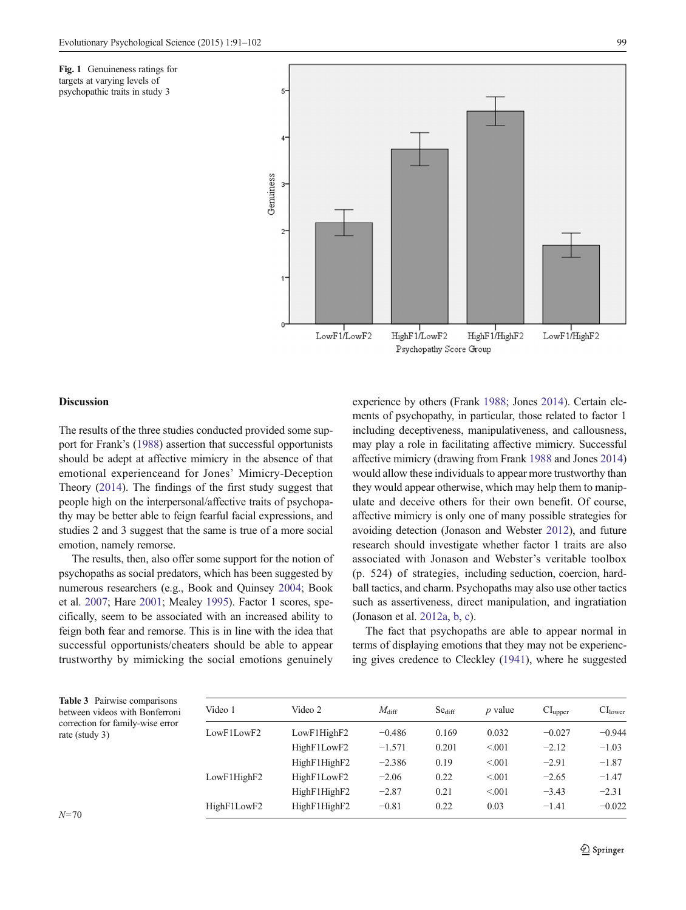Fig. 1 Genuineness ratings for targets at varying levels of psychopathic traits in study 3

### Discussion

The results of the three studies conducted provided some support for Frank's (1988) assertion that successful opportunists should be adept at affective mimicry in the absence of that emotional experienceand for Jones' Mimicry-Deception Theory (2014). The findings of the first study suggest that people high on the interpersonal/affective traits of psychopathy may be better able to feign fearful facial expressions, and studies 2 and 3 suggest that the same is true of a more social emotion, namely remorse.

The results, then, also offer some support for the notion of psychopaths as social predators, which has been suggested by numerous researchers (e.g., Book and Quinsey 2004; Book et al. 2007; Hare 2001; Mealey 1995). Factor 1 scores, specifically, seem to be associated with an increased ability to feign both fear and remorse. This is in line with the idea that successful opportunists/cheaters should be able to appear trustworthy by mimicking the social emotions genuinely experience by others (Frank 1988; Jones 2014). Certain elements of psychopathy, in particular, those related to factor 1 including deceptiveness, manipulativeness, and callousness, may play a role in facilitating affective mimicry. Successful affective mimicry (drawing from Frank 1988 and Jones 2014) would allow these individuals to appear more trustworthy than they would appear otherwise, which may help them to manipulate and deceive others for their own benefit. Of course, affective mimicry is only one of many possible strategies for avoiding detection (Jonason and Webster 2012), and future research should investigate whether factor 1 traits are also associated with Jonason and Webster's veritable toolbox (p. 524) of strategies, including seduction, coercion, hard-ball tactics, and charm. Psychopaths may also use other tactics such as assertiveness, direct manipulation, and ingratiation (Jonason et al. 2012a, b, c).

The fact that psychopaths are able to appear normal in terms of displaying emotions that they may not be experiencing gives credence to Cleckley (1941), where he suggested

Table 3 Pairwise comparisons between videos with Bonferroni correction for family-wise error rate (study 3)

| Video 1 | Video 2 | $M_{diff}$ | $Se_{diff}$ | $p$ value | $CI_{upper}$ | $CI_{lower}$ |
|---|---|---|---|---|---|---|
| LowF1LowF2 | LowF1HighF2 | −0.486 | 0.169 | 0.032 | −0.027 | −0.944 |
| | HighF1LowF2 | −1.571 | 0.201 | <.001 | −2.12 | −1.03 |
| | HighF1HighF2 | −2.386 | 0.19 | <.001 | −2.91 | −1.87 |
| LowF1HighF2 | HighF1LowF2 | −2.06 | 0.22 | <.001 | −2.65 | −1.47 |
| | HighF1HighF2 | −2.87 | 0.21 | <.001 | −3.43 | −2.31 |
| HighF1LowF2 | HighF1HighF2 | −0.81 | 0.22 | 0.03 | −1.41 | −0.022 |

$N=70$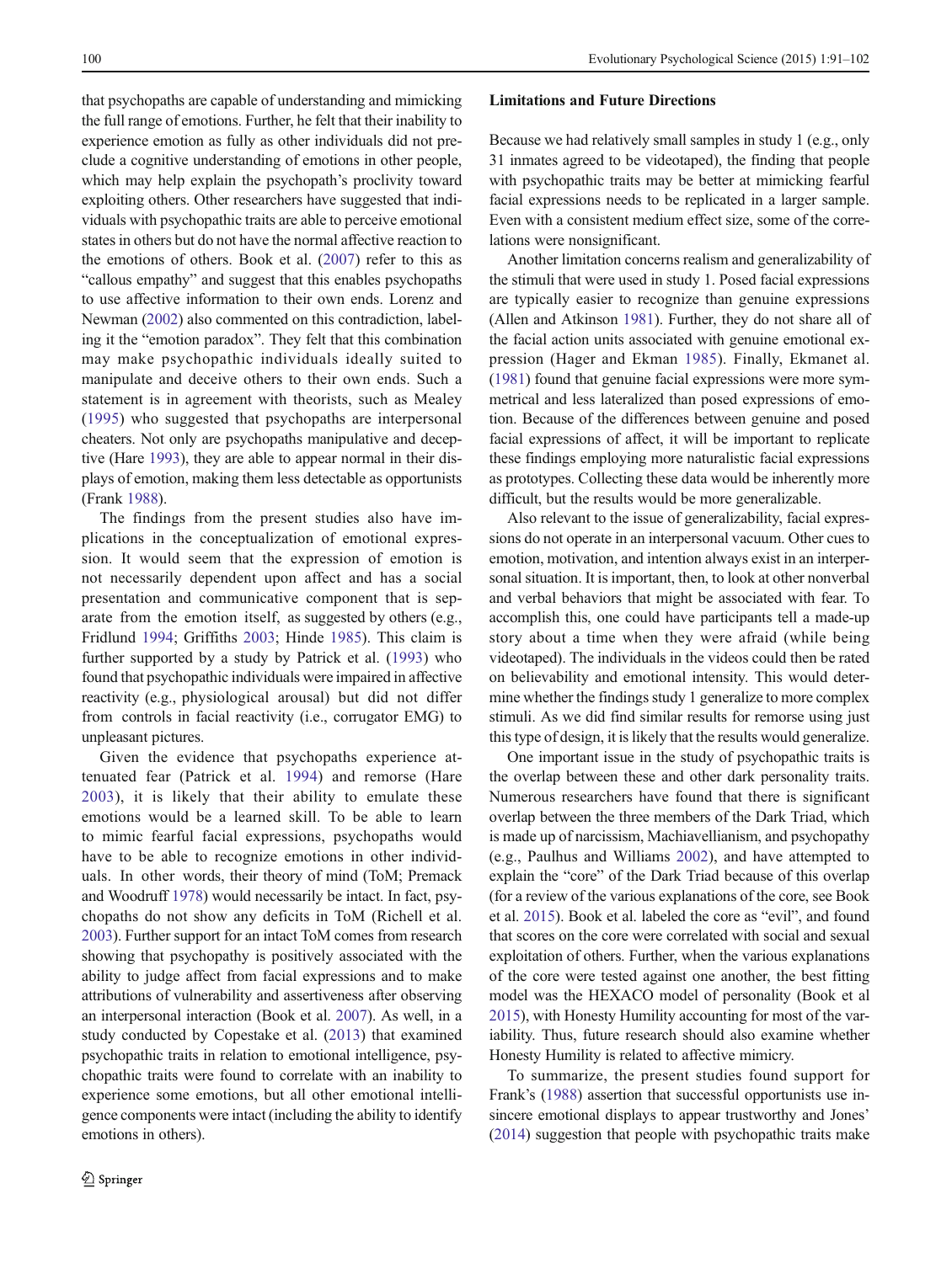that psychopaths are capable of understanding and mimicking the full range of emotions. Further, he felt that their inability to experience emotion as fully as other individuals did not preclude a cognitive understanding of emotions in other people, which may help explain the psychopath's proclivity toward exploiting others. Other researchers have suggested that individuals with psychopathic traits are able to perceive emotional states in others but do not have the normal affective reaction to the emotions of others. Book et al. (2007) refer to this as "callous empathy" and suggest that this enables psychopaths to use affective information to their own ends. Lorenz and Newman (2002) also commented on this contradiction, labeling it the "emotion paradox". They felt that this combination may make psychopathic individuals ideally suited to manipulate and deceive others to their own ends. Such a statement is in agreement with theorists, such as Mealey (1995) who suggested that psychopaths are interpersonal cheaters. Not only are psychopaths manipulative and deceptive (Hare 1993), they are able to appear normal in their displays of emotion, making them less detectable as opportunists (Frank 1988).

The findings from the present studies also have implications in the conceptualization of emotional expression. It would seem that the expression of emotion is not necessarily dependent upon affect and has a social presentation and communicative component that is separate from the emotion itself, as suggested by others (e.g., Fridlund 1994; Griffiths 2003; Hinde 1985). This claim is further supported by a study by Patrick et al. (1993) who found that psychopathic individuals were impaired in affective reactivity (e.g., physiological arousal) but did not differ from controls in facial reactivity (i.e., corrugator EMG) to unpleasant pictures.

Given the evidence that psychopaths experience attenuated fear (Patrick et al. 1994) and remorse (Hare 2003), it is likely that their ability to emulate these emotions would be a learned skill. To be able to learn to mimic fearful facial expressions, psychopaths would have to be able to recognize emotions in other individuals. In other words, their theory of mind (ToM; Premack and Woodruff 1978) would necessarily be intact. In fact, psychopaths do not show any deficits in ToM (Richell et al. 2003). Further support for an intact ToM comes from research showing that psychopathy is positively associated with the ability to judge affect from facial expressions and to make attributions of vulnerability and assertiveness after observing an interpersonal interaction (Book et al. 2007). As well, in a study conducted by Copestake et al. (2013) that examined psychopathic traits in relation to emotional intelligence, psychopathic traits were found to correlate with an inability to experience some emotions, but all other emotional intelligence components were intact (including the ability to identify emotions in others).

## Limitations and Future Directions

Because we had relatively small samples in study 1 (e.g., only 31 inmates agreed to be videotaped), the finding that people with psychopathic traits may be better at mimicking fearful facial expressions needs to be replicated in a larger sample. Even with a consistent medium effect size, some of the correlations were nonsignificant.

Another limitation concerns realism and generalizability of the stimuli that were used in study 1. Posed facial expressions are typically easier to recognize than genuine expressions (Allen and Atkinson 1981). Further, they do not share all of the facial action units associated with genuine emotional expression (Hager and Ekman 1985). Finally, Ekmanet al. (1981) found that genuine facial expressions were more symmetrical and less lateralized than posed expressions of emotion. Because of the differences between genuine and posed facial expressions of affect, it will be important to replicate these findings employing more naturalistic facial expressions as prototypes. Collecting these data would be inherently more difficult, but the results would be more generalizable.

Also relevant to the issue of generalizability, facial expressions do not operate in an interpersonal vacuum. Other cues to emotion, motivation, and intention always exist in an interpersonal situation. It is important, then, to look at other nonverbal and verbal behaviors that might be associated with fear. To accomplish this, one could have participants tell a made-up story about a time when they were afraid (while being videotaped). The individuals in the videos could then be rated on believability and emotional intensity. This would determine whether the findings study 1 generalize to more complex stimuli. As we did find similar results for remorse using just this type of design, it is likely that the results would generalize.

One important issue in the study of psychopathic traits is the overlap between these and other dark personality traits. Numerous researchers have found that there is significant overlap between the three members of the Dark Triad, which is made up of narcissism, Machiavellianism, and psychopathy (e.g., Paulhus and Williams 2002), and have attempted to explain the "core" of the Dark Triad because of this overlap (for a review of the various explanations of the core, see Book et al. 2015). Book et al. labeled the core as "evil", and found that scores on the core were correlated with social and sexual exploitation of others. Further, when the various explanations of the core were tested against one another, the best fitting model was the HEXACO model of personality (Book et al 2015), with Honesty Humility accounting for most of the variability. Thus, future research should also examine whether Honesty Humility is related to affective mimicry.

To summarize, the present studies found support for Frank's (1988) assertion that successful opportunists use insincere emotional displays to appear trustworthy and Jones' (2014) suggestion that people with psychopathic traits make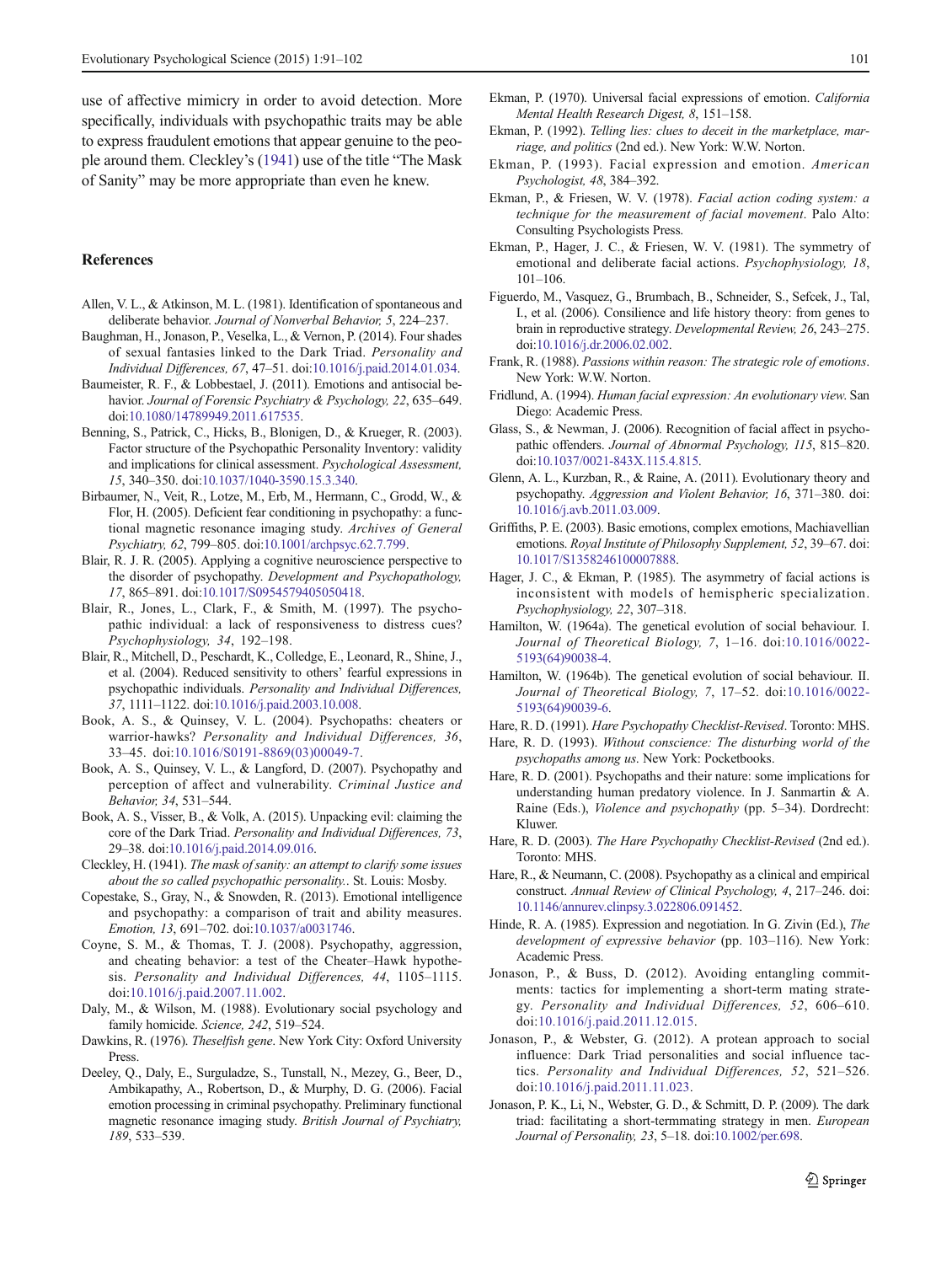use of affective mimicry in order to avoid detection. More specifically, individuals with psychopathic traits may be able to express fraudulent emotions that appear genuine to the people around them. Cleckley's (1941) use of the title "The Mask of Sanity" may be more appropriate than even he knew.

## References

Allen, V. L., & Atkinson, M. L. (1981). Identification of spontaneous and deliberate behavior. *Journal of Nonverbal Behavior, 5*, 224–237.

Baughman, H., Jonason, P., Veselka, L., & Vernon, P. (2014). Four shades of sexual fantasies linked to the Dark Triad. *Personality and Individual Differences, 67*, 47–51. doi:10.1016/j.paid.2014.01.034.

Baumeister, R. F., & Lobbestael, J. (2011). Emotions and antisocial behavior. *Journal of Forensic Psychiatry & Psychology, 22*, 635–649. doi:10.1080/14789949.2011.617535.

Benning, S., Patrick, C., Hicks, B., Blonigen, D., & Krueger, R. (2003). Factor structure of the Psychopathic Personality Inventory: validity and implications for clinical assessment. *Psychological Assessment, 15*, 340–350. doi:10.1037/1040-3590.15.3.340.

Birbaumer, N., Veit, R., Lotze, M., Erb, M., Hermann, C., Grodd, W., & Flor, H. (2005). Deficient fear conditioning in psychopathy: a functional magnetic resonance imaging study. *Archives of General Psychiatry, 62*, 799–805. doi:10.1001/archpsyc.62.7.799.

Blair, R. J. R. (2005). Applying a cognitive neuroscience perspective to the disorder of psychopathy. *Development and Psychopathology, 17*, 865–891. doi:10.1017/S0954579405050418.

Blair, R., Jones, L., Clark, F., & Smith, M. (1997). The psychopathic individual: a lack of responsiveness to distress cues? *Psychophysiology, 34*, 192–198.

Blair, R., Mitchell, D., Peschardt, K., Colledge, E., Leonard, R., Shine, J., et al. (2004). Reduced sensitivity to others' fearful expressions in psychopathic individuals. *Personality and Individual Differences, 37*, 1111–1122. doi:10.1016/j.paid.2003.10.008.

Book, A. S., & Quinsey, V. L. (2004). Psychopaths: cheaters or warrior-hawks? *Personality and Individual Differences, 36*, 33–45. doi:10.1016/S0191-8869(03)00049-7.

Book, A. S., Quinsey, V. L., & Langford, D. (2007). Psychopathy and perception of affect and vulnerability. *Criminal Justice and Behavior, 34*, 531–544.

Book, A. S., Visser, B., & Volk, A. (2015). Unpacking evil: claiming the core of the Dark Triad. *Personality and Individual Differences, 73*, 29–38. doi:10.1016/j.paid.2014.09.016.

Cleckley, H. (1941). *The mask of sanity: an attempt to clarify some issues about the so called psychopathic personality.*. St. Louis: Mosby.

Copestake, S., Gray, N., & Snowden, R. (2013). Emotional intelligence and psychopathy: a comparison of trait and ability measures. *Emotion, 13*, 691–702. doi:10.1037/a0031746.

Coyne, S. M., & Thomas, T. J. (2008). Psychopathy, aggression, and cheating behavior: a test of the Cheater–Hawk hypothesis. *Personality and Individual Differences, 44*, 1105–1115. doi:10.1016/j.paid.2007.11.002.

Daly, M., & Wilson, M. (1988). Evolutionary social psychology and family homicide. *Science, 242*, 519–524.

Dawkins, R. (1976). *Theselfish gene*. New York City: Oxford University Press.

Deeley, Q., Daly, E., Surguladze, S., Tunstall, N., Mezey, G., Beer, D., Ambikapathy, A., Robertson, D., & Murphy, D. G. (2006). Facial emotion processing in criminal psychopathy. Preliminary functional magnetic resonance imaging study. *British Journal of Psychiatry, 189*, 533–539.

Ekman, P. (1970). Universal facial expressions of emotion. *California Mental Health Research Digest, 8*, 151–158.

Ekman, P. (1992). *Telling lies: clues to deceit in the marketplace, marriage, and politics* (2nd ed.). New York: W.W. Norton.

Ekman, P. (1993). Facial expression and emotion. *American Psychologist, 48*, 384–392.

Ekman, P., & Friesen, W. V. (1978). *Facial action coding system: a technique for the measurement of facial movement*. Palo Alto: Consulting Psychologists Press.

Ekman, P., Hager, J. C., & Friesen, W. V. (1981). The symmetry of emotional and deliberate facial actions. *Psychophysiology, 18*, 101–106.

Figuerdo, M., Vasquez, G., Brumbach, B., Schneider, S., Sefcek, J., Tal, I., et al. (2006). Consilience and life history theory: from genes to brain in reproductive strategy. *Developmental Review, 26*, 243–275. doi:10.1016/j.dr.2006.02.002.

Frank, R. (1988). *Passions within reason: The strategic role of emotions*. New York: W.W. Norton.

Fridlund, A. (1994). *Human facial expression: An evolutionary view*. San Diego: Academic Press.

Glass, S., & Newman, J. (2006). Recognition of facial affect in psychopathic offenders. *Journal of Abnormal Psychology, 115*, 815–820. doi:10.1037/0021-843X.115.4.815.

Glenn, A. L., Kurzban, R., & Raine, A. (2011). Evolutionary theory and psychopathy. *Aggression and Violent Behavior, 16*, 371–380. doi:10.1016/j.avb.2011.03.009.

Griffiths, P. E. (2003). Basic emotions, complex emotions, Machiavellian emotions. *Royal Institute of Philosophy Supplement, 52*, 39–67. doi:10.1017/S1358246100007888.

Hager, J. C., & Ekman, P. (1985). The asymmetry of facial actions is inconsistent with models of hemispheric specialization. *Psychophysiology, 22*, 307–318.

Hamilton, W. (1964a). The genetical evolution of social behaviour. I. *Journal of Theoretical Biology, 7*, 1–16. doi:10.1016/0022-5193(64)90038-4.

Hamilton, W. (1964b). The genetical evolution of social behaviour. II. *Journal of Theoretical Biology, 7*, 17–52. doi:10.1016/0022-5193(64)90039-6.

Hare, R. D. (1991). *Hare Psychopathy Checklist-Revised*. Toronto: MHS.

Hare, R. D. (1993). *Without conscience: The disturbing world of the psychopaths among us*. New York: Pocketbooks.

Hare, R. D. (2001). Psychopaths and their nature: some implications for understanding human predatory violence. In J. Sanmartin & A. Raine (Eds.), *Violence and psychopathy* (pp. 5–34). Dordrecht: Kluwer.

Hare, R. D. (2003). *The Hare Psychopathy Checklist-Revised* (2nd ed.). Toronto: MHS.

Hare, R., & Neumann, C. (2008). Psychopathy as a clinical and empirical construct. *Annual Review of Clinical Psychology, 4*, 217–246. doi:10.1146/annurev.clinpsy.3.022806.091452.

Hinde, R. A. (1985). Expression and negotiation. In G. Zivin (Ed.), *The development of expressive behavior* (pp. 103–116). New York: Academic Press.

Jonason, P., & Buss, D. (2012). Avoiding entangling commitments: tactics for implementing a short-term mating strategy. *Personality and Individual Differences, 52*, 606–610. doi:10.1016/j.paid.2011.12.015.

Jonason, P., & Webster, G. (2012). A protean approach to social influence: Dark Triad personalities and social influence tactics. *Personality and Individual Differences, 52*, 521–526. doi:10.1016/j.paid.2011.11.023.

Jonason, P. K., Li, N., Webster, G. D., & Schmitt, D. P. (2009). The dark triad: facilitating a short-termmating strategy in men. *European Journal of Personality, 23*, 5–18. doi:10.1002/per.698.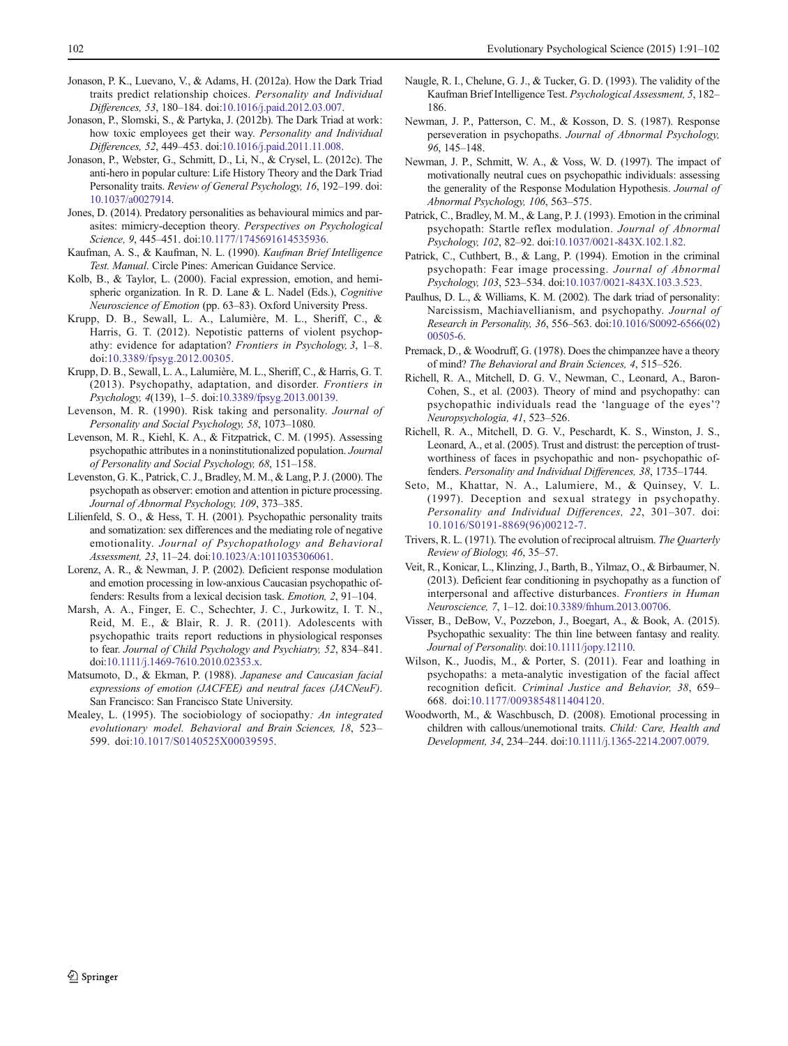Jonason, P. K., Luevano, V., & Adams, H. (2012a). How the Dark Triad traits predict relationship choices. *Personality and Individual Differences, 53*, 180–184. doi:10.1016/j.paid.2012.03.007.

Jonason, P., Slomski, S., & Partyka, J. (2012b). The Dark Triad at work: how toxic employees get their way. *Personality and Individual Differences, 52*, 449–453. doi:10.1016/j.paid.2011.11.008.

Jonason, P., Webster, G., Schmitt, D., Li, N., & Crysel, L. (2012c). The anti-hero in popular culture: Life History Theory and the Dark Triad Personality traits. *Review of General Psychology, 16*, 192–199. doi:10.1037/a0027914.

Jones, D. (2014). Predatory personalities as behavioural mimics and parasites: mimicry-deception theory. *Perspectives on Psychological Science, 9*, 445–451. doi:10.1177/1745691614535936.

Kaufman, A. S., & Kaufman, N. L. (1990). *Kaufman Brief Intelligence Test. Manual*. Circle Pines: American Guidance Service.

Kolb, B., & Taylor, L. (2000). Facial expression, emotion, and hemispheric organization. In R. D. Lane & L. Nadel (Eds.), *Cognitive Neuroscience of Emotion* (pp. 63–83). Oxford University Press.

Krupp, D. B., Sewall, L. A., Lalumière, M. L., Sheriff, C., & Harris, G. T. (2012). Nepotistic patterns of violent psychopathy: evidence for adaptation? *Frontiers in Psychology, 3*, 1–8. doi:10.3389/fpsyg.2012.00305.

Krupp, D. B., Sewall, L. A., Lalumière, M. L., Sheriff, C., & Harris, G. T. (2013). Psychopathy, adaptation, and disorder. *Frontiers in Psychology, 4*(139), 1–5. doi:10.3389/fpsyg.2013.00139.

Levenson, M. R. (1990). Risk taking and personality. *Journal of Personality and Social Psychology, 58*, 1073–1080.

Levenson, M. R., Kiehl, K. A., & Fitzpatrick, C. M. (1995). Assessing psychopathic attributes in a noninstitutionalized population. *Journal of Personality and Social Psychology, 68*, 151–158.

Levenston, G. K., Patrick, C. J., Bradley, M. M., & Lang, P. J. (2000). The psychopath as observer: emotion and attention in picture processing. *Journal of Abnormal Psychology, 109*, 373–385.

Lilienfeld, S. O., & Hess, T. H. (2001). Psychopathic personality traits and somatization: sex differences and the mediating role of negative emotionality. *Journal of Psychopathology and Behavioral Assessment, 23*, 11–24. doi:10.1023/A:1011035306061.

Lorenz, A. R., & Newman, J. P. (2002). Deficient response modulation and emotion processing in low-anxious Caucasian psychopathic offenders: Results from a lexical decision task. *Emotion, 2*, 91–104.

Marsh, A. A., Finger, E. C., Schechter, J. C., Jurkowitz, I. T. N., Reid, M. E., & Blair, R. J. R. (2011). Adolescents with psychopathic traits report reductions in physiological responses to fear. *Journal of Child Psychology and Psychiatry, 52*, 834–841. doi:10.1111/j.1469-7610.2010.02353.x.

Matsumoto, D., & Ekman, P. (1988). *Japanese and Caucasian facial expressions of emotion (JACFEE) and neutral faces (JACNeuF)*. San Francisco: San Francisco State University.

Mealey, L. (1995). The sociobiology of sociopathy*: An integrated evolutionary model. Behavioral and Brain Sciences, 18*, 523–599. doi:10.1017/S0140525X00039595.

Naugle, R. I., Chelune, G. J., & Tucker, G. D. (1993). The validity of the Kaufman Brief Intelligence Test. *Psychological Assessment, 5*, 182–186.

Newman, J. P., Patterson, C. M., & Kosson, D. S. (1987). Response perseveration in psychopaths. *Journal of Abnormal Psychology, 96*, 145–148.

Newman, J. P., Schmitt, W. A., & Voss, W. D. (1997). The impact of motivationally neutral cues on psychopathic individuals: assessing the generality of the Response Modulation Hypothesis. *Journal of Abnormal Psychology, 106*, 563–575.

Patrick, C., Bradley, M. M., & Lang, P. J. (1993). Emotion in the criminal psychopath: Startle reflex modulation. *Journal of Abnormal Psychology, 102*, 82–92. doi:10.1037/0021-843X.102.1.82.

Patrick, C., Cuthbert, B., & Lang, P. (1994). Emotion in the criminal psychopath: Fear image processing. *Journal of Abnormal Psychology, 103*, 523–534. doi:10.1037/0021-843X.103.3.523.

Paulhus, D. L., & Williams, K. M. (2002). The dark triad of personality: Narcissism, Machiavellianism, and psychopathy. *Journal of Research in Personality, 36*, 556–563. doi:10.1016/S0092-6566(02)00505-6.

Premack, D., & Woodruff, G. (1978). Does the chimpanzee have a theory of mind? *The Behavioral and Brain Sciences, 4*, 515–526.

Richell, R. A., Mitchell, D. G. V., Newman, C., Leonard, A., Baron-Cohen, S., et al. (2003). Theory of mind and psychopathy: can psychopathic individuals read the 'language of the eyes'? *Neuropsychologia, 41*, 523–526.

Richell, R. A., Mitchell, D. G. V., Peschardt, K. S., Winston, J. S., Leonard, A., et al. (2005). Trust and distrust: the perception of trustworthiness of faces in psychopathic and non- psychopathic offenders. *Personality and Individual Differences, 38*, 1735–1744.

Seto, M., Khattar, N. A., Lalumiere, M., & Quinsey, V. L. (1997). Deception and sexual strategy in psychopathy. *Personality and Individual Differences, 22*, 301–307. doi:10.1016/S0191-8869(96)00212-7.

Trivers, R. L. (1971). The evolution of reciprocal altruism. *The Quarterly Review of Biology, 46*, 35–57.

Veit, R., Konicar, L., Klinzing, J., Barth, B., Yilmaz, O., & Birbaumer, N. (2013). Deficient fear conditioning in psychopathy as a function of interpersonal and affective disturbances. *Frontiers in Human Neuroscience, 7*, 1–12. doi:10.3389/fnhum.2013.00706.

Visser, B., DeBow, V., Pozzebon, J., Boegart, A., & Book, A. (2015). Psychopathic sexuality: The thin line between fantasy and reality. *Journal of Personality*. doi:10.1111/jopy.12110.

Wilson, K., Juodis, M., & Porter, S. (2011). Fear and loathing in psychopaths: a meta-analytic investigation of the facial affect recognition deficit. *Criminal Justice and Behavior, 38*, 659–668. doi:10.1177/0093854811404120.

Woodworth, M., & Waschbusch, D. (2008). Emotional processing in children with callous/unemotional traits. *Child: Care, Health and Development, 34*, 234–244. doi:10.1111/j.1365-2214.2007.0079.